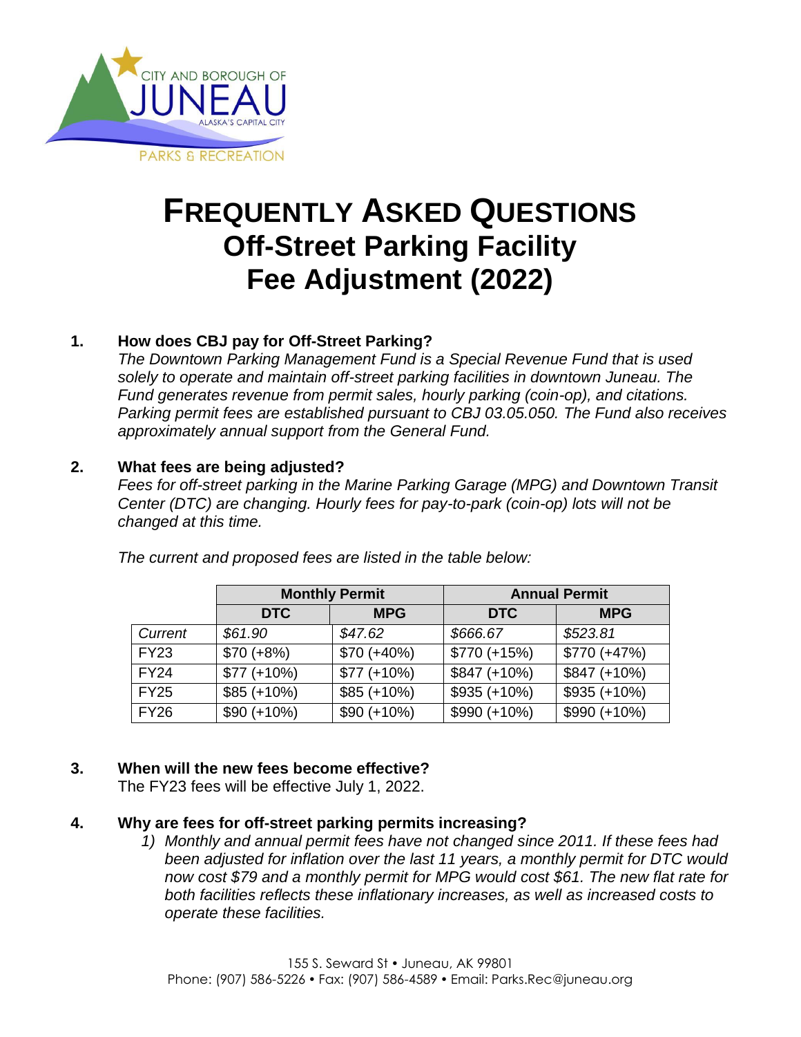# FREQUENTLY ASKED QUESTIONS
# Off-Street Parking Facility Fee Adjustment (2022)

1. **How does CBJ pay for Off-Street Parking?**

   *The Downtown Parking Management Fund is a Special Revenue Fund that is used solely to operate and maintain off-street parking facilities in downtown Juneau. The Fund generates revenue from permit sales, hourly parking (coin-op), and citations. Parking permit fees are established pursuant to CBJ 03.05.050. The Fund also receives approximately annual support from the General Fund.*

2. **What fees are being adjusted?**

   *Fees for off-street parking in the Marine Parking Garage (MPG) and Downtown Transit Center (DTC) are changing. Hourly fees for pay-to-park (coin-op) lots will not be changed at this time.*

   *The current and proposed fees are listed in the table below:*

| | Monthly Permit | | Annual Permit | |
|---|---|---|---|---|
| | **DTC** | **MPG** | **DTC** | **MPG** |
| *Current* | *$61.90* | *$47.62* | *$666.67* | *$523.81* |
| FY23 | $70 (+8%) | $70 (+40%) | $770 (+15%) | $770 (+47%) |
| FY24 | $77 (+10%) | $77 (+10%) | $847 (+10%) | $847 (+10%) |
| FY25 | $85 (+10%) | $85 (+10%) | $935 (+10%) | $935 (+10%) |
| FY26 | $90 (+10%) | $90 (+10%) | $990 (+10%) | $990 (+10%) |

3. **When will the new fees become effective?**

   The FY23 fees will be effective July 1, 2022.

4. **Why are fees for off-street parking permits increasing?**

   1) *Monthly and annual permit fees have not changed since 2011. If these fees had been adjusted for inflation over the last 11 years, a monthly permit for DTC would now cost $79 and a monthly permit for MPG would cost $61. The new flat rate for both facilities reflects these inflationary increases, as well as increased costs to operate these facilities.*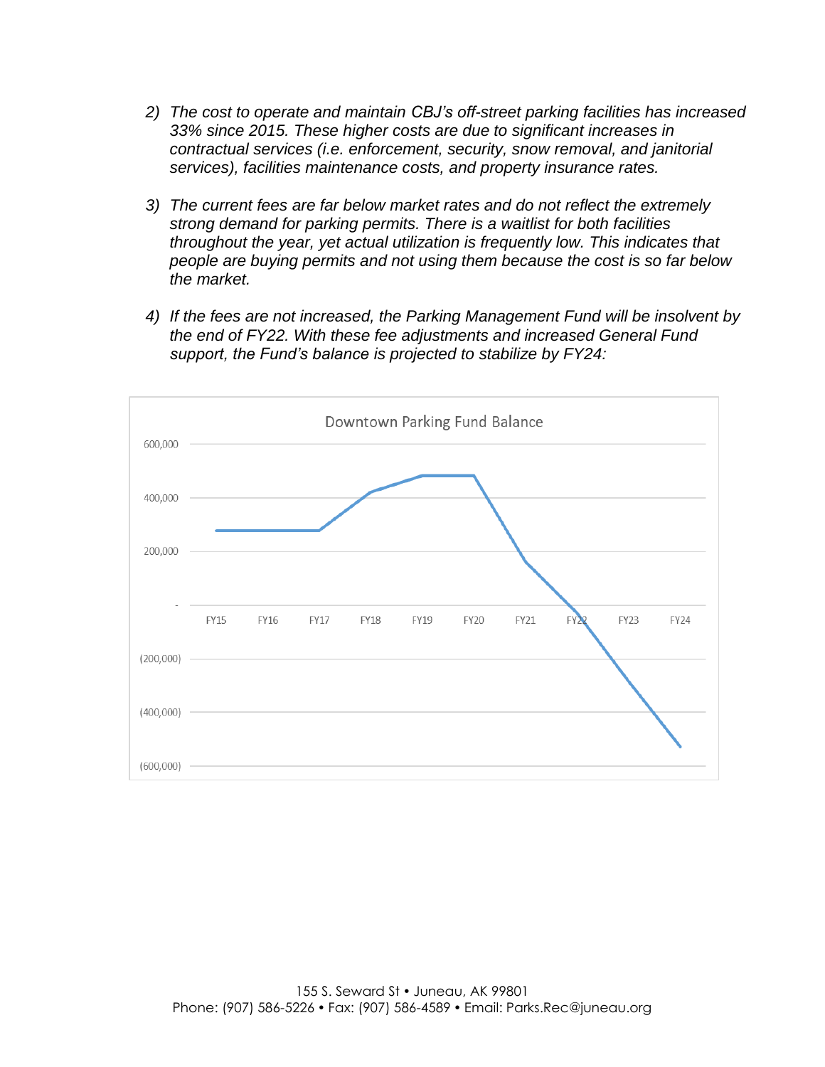2) *The cost to operate and maintain CBJ's off-street parking facilities has increased 33% since 2015. These higher costs are due to significant increases in contractual services (i.e. enforcement, security, snow removal, and janitorial services), facilities maintenance costs, and property insurance rates.*

3) *The current fees are far below market rates and do not reflect the extremely strong demand for parking permits. There is a waitlist for both facilities throughout the year, yet actual utilization is frequently low. This indicates that people are buying permits and not using them because the cost is so far below the market.*

4) *If the fees are not increased, the Parking Management Fund will be insolvent by the end of FY22. With these fee adjustments and increased General Fund support, the Fund's balance is projected to stabilize by FY24:*

Downtown Parking Fund Balance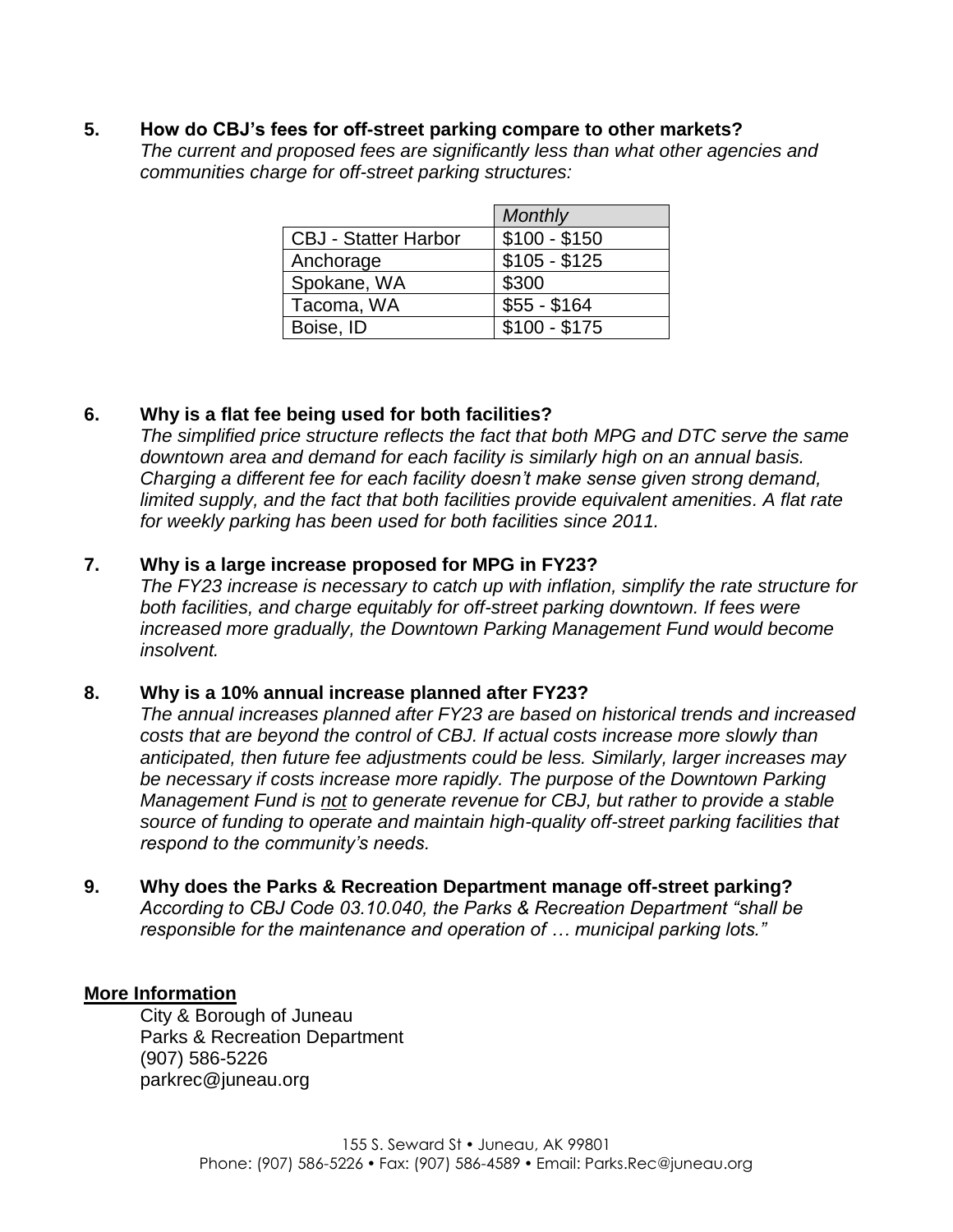**5. How do CBJ's fees for off-street parking compare to other markets?**

*The current and proposed fees are significantly less than what other agencies and communities charge for off-street parking structures:*

| | *Monthly* |
|---|---|
| CBJ - Statter Harbor | \$100 - \$150 |
| Anchorage | \$105 - \$125 |
| Spokane, WA | \$300 |
| Tacoma, WA | \$55 - \$164 |
| Boise, ID | \$100 - \$175 |

**6. Why is a flat fee being used for both facilities?**

*The simplified price structure reflects the fact that both MPG and DTC serve the same downtown area and demand for each facility is similarly high on an annual basis. Charging a different fee for each facility doesn't make sense given strong demand, limited supply, and the fact that both facilities provide equivalent amenities. A flat rate for weekly parking has been used for both facilities since 2011.*

**7. Why is a large increase proposed for MPG in FY23?**

*The FY23 increase is necessary to catch up with inflation, simplify the rate structure for both facilities, and charge equitably for off-street parking downtown. If fees were increased more gradually, the Downtown Parking Management Fund would become insolvent.*

**8. Why is a 10% annual increase planned after FY23?**

*The annual increases planned after FY23 are based on historical trends and increased costs that are beyond the control of CBJ. If actual costs increase more slowly than anticipated, then future fee adjustments could be less. Similarly, larger increases may be necessary if costs increase more rapidly. The purpose of the Downtown Parking Management Fund is <u>not</u> to generate revenue for CBJ, but rather to provide a stable source of funding to operate and maintain high-quality off-street parking facilities that respond to the community's needs.*

**9. Why does the Parks & Recreation Department manage off-street parking?**

*According to CBJ Code 03.10.040, the Parks & Recreation Department "shall be responsible for the maintenance and operation of … municipal parking lots."*

**<u>More Information</u>**

City & Borough of Juneau
Parks & Recreation Department
(907) 586-5226
parkrec@juneau.org

155 S. Seward St • Juneau, AK 99801
Phone: (907) 586-5226 • Fax: (907) 586-4589 • Email: Parks.Rec@juneau.org